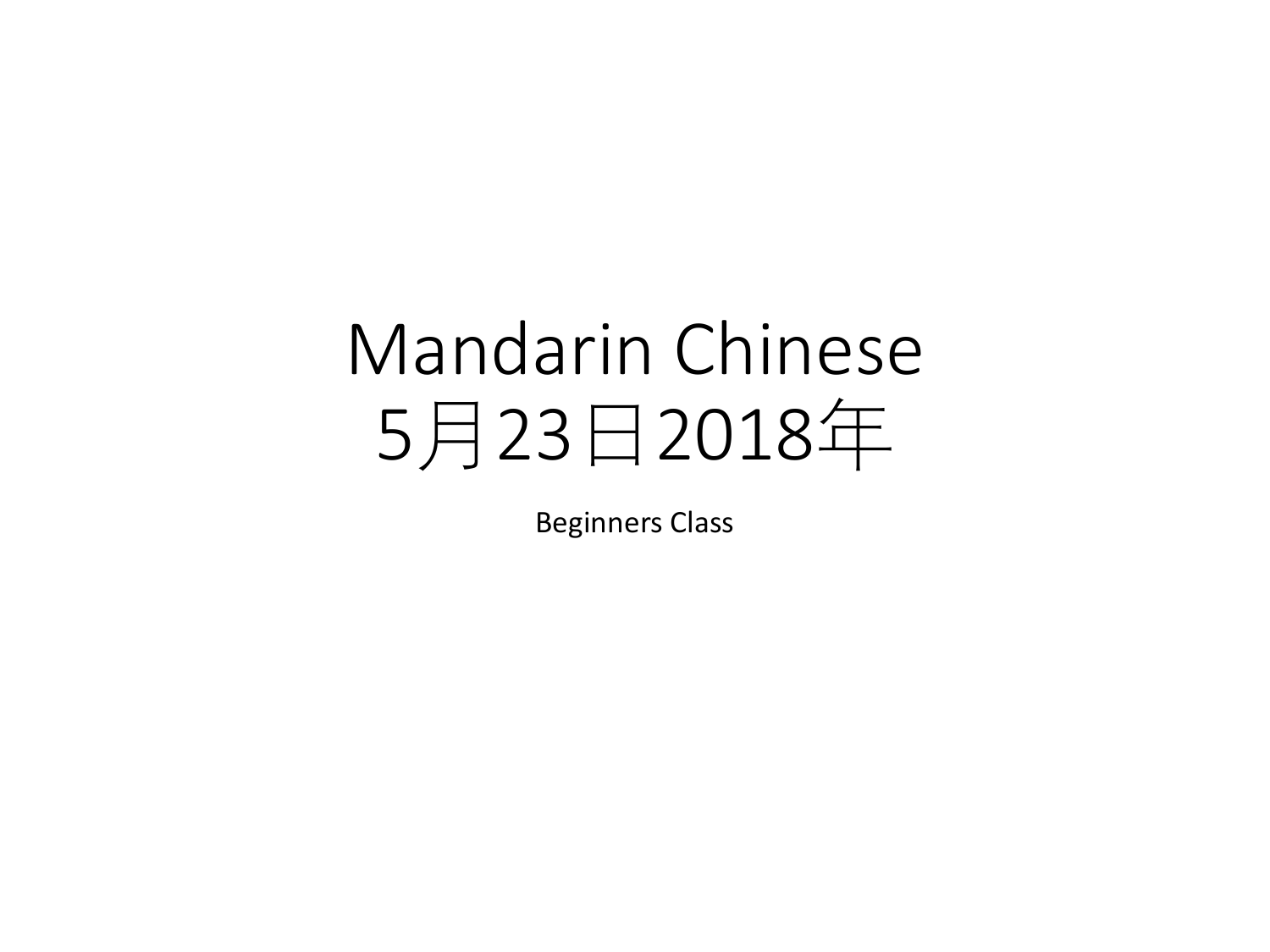# Mandarin Chinese
# 5月23日2018年

Beginners Class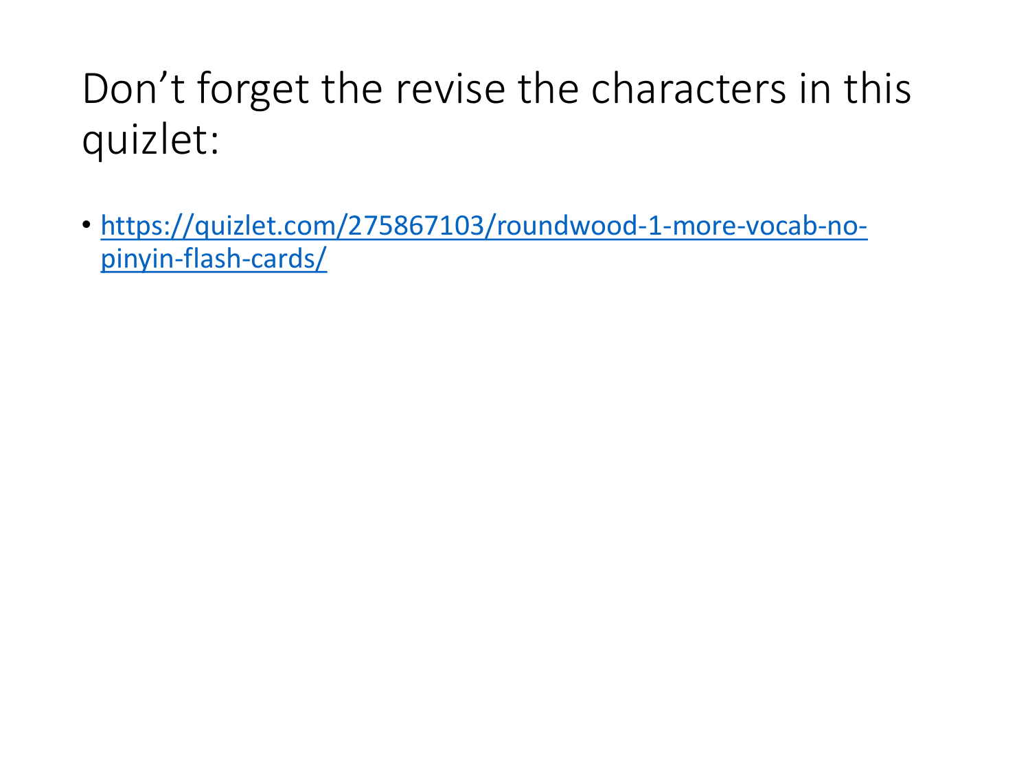# Don’t forget the revise the characters in this quizlet:

- [https://quizlet.com/275867103/roundwood-1-more-vocab-no-pinyin-flash-cards/](https://quizlet.com/275867103/roundwood-1-more-vocab-no-pinyin-flash-cards/)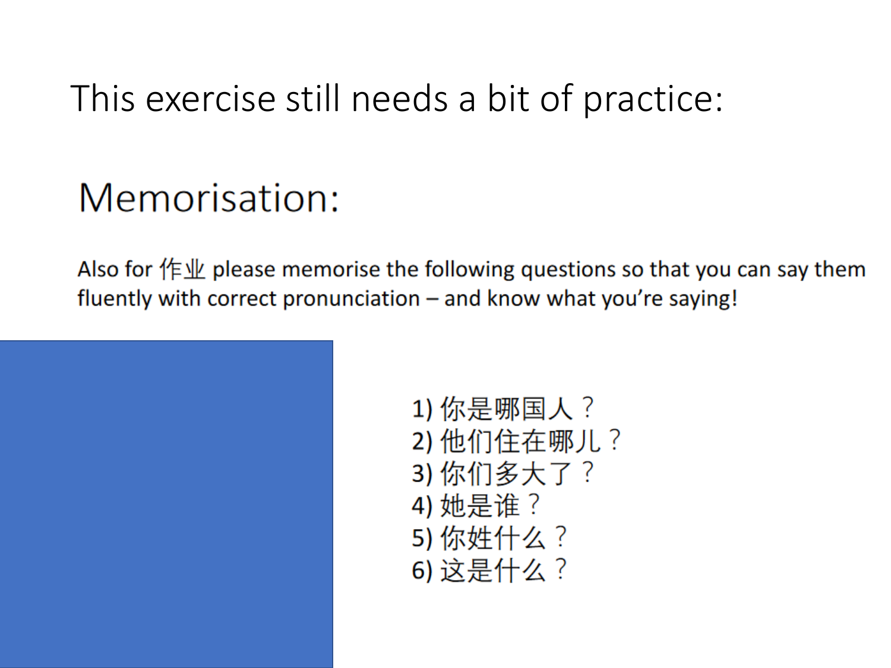# This exercise still needs a bit of practice:

## Memorisation:

Also for 作业 please memorise the following questions so that you can say them fluently with correct pronunciation – and know what you're saying!

1) 你是哪国人？
2) 他们住在哪儿？
3) 你们多大了？
4) 她是谁？
5) 你姓什么？
6) 这是什么？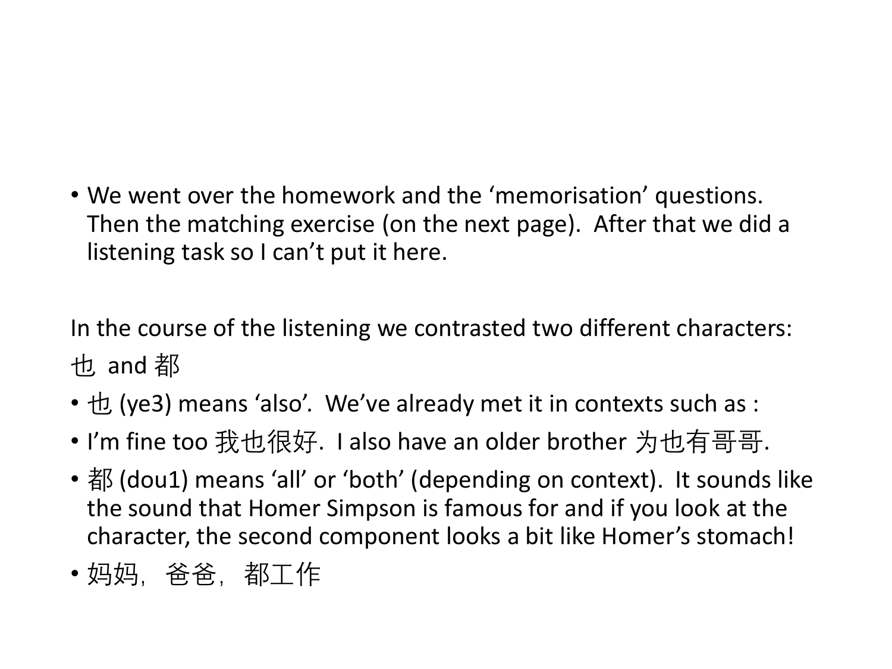- We went over the homework and the 'memorisation' questions. Then the matching exercise (on the next page). After that we did a listening task so I can't put it here.

In the course of the listening we contrasted two different characters: 也 and 都

- 也 (ye3) means 'also'. We've already met it in contexts such as :
- I'm fine too 我也很好. I also have an older brother 为也有哥哥.
- 都 (dou1) means 'all' or 'both' (depending on context). It sounds like the sound that Homer Simpson is famous for and if you look at the character, the second component looks a bit like Homer's stomach!
- 妈妈，爸爸，都工作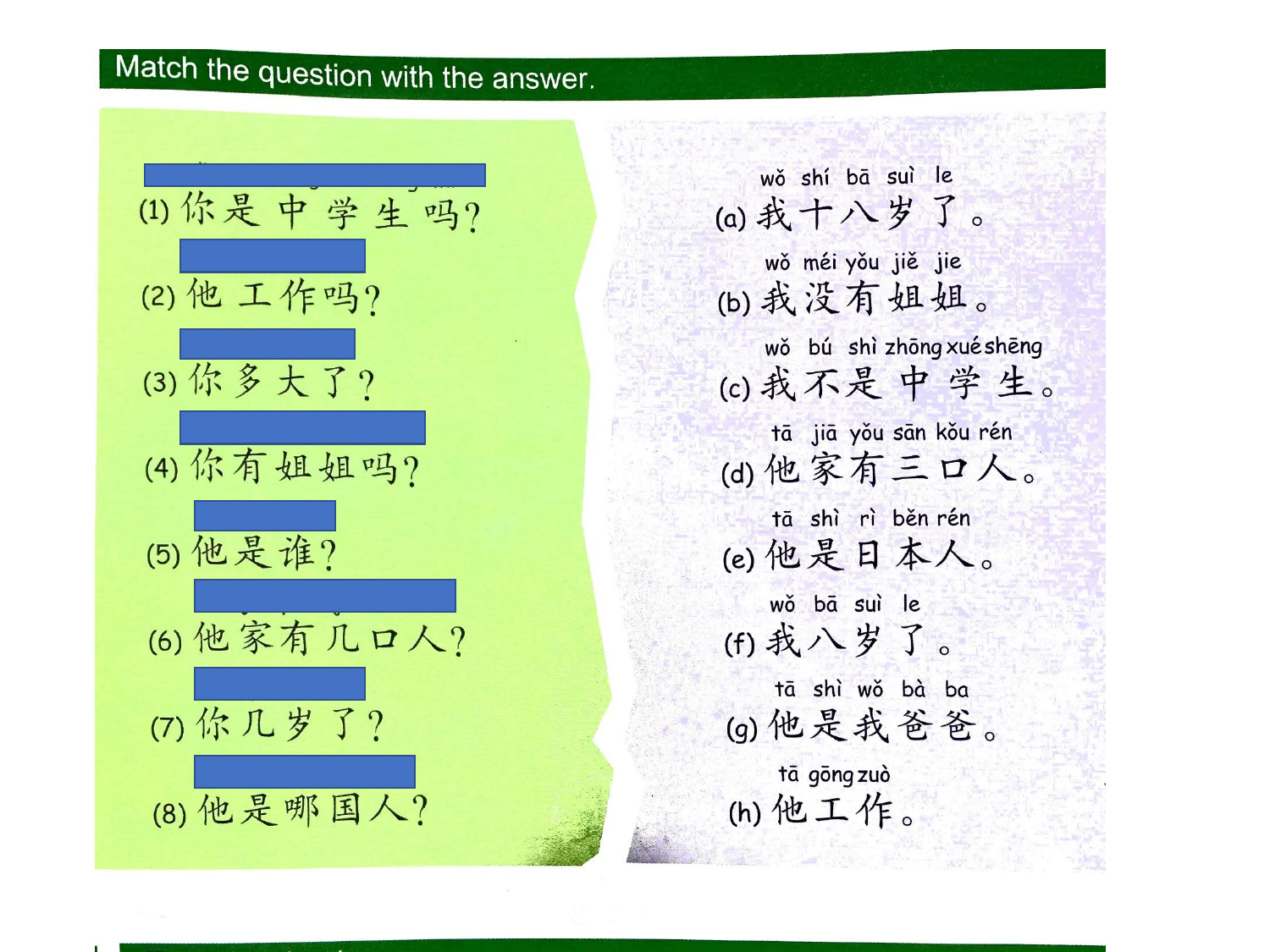## Match the question with the answer.

(1) 你是中学生吗？

(2) 他工作吗？

(3) 你多大了？

(4) 你有姐姐吗？

(5) 他是谁？

(6) 他家有几口人？

(7) 你几岁了？

(8) 他是哪国人？

wǒ shí bā suì le
(a) 我十八岁了。

wǒ méi yǒu jiě jie
(b) 我没有姐姐。

wǒ bú shì zhōng xué shēng
(c) 我不是中学生。

tā jiā yǒu sān kǒu rén
(d) 他家有三口人。

tā shì rì běn rén
(e) 他是日本人。

wǒ bā suì le
(f) 我八岁了。

tā shì wǒ bà ba
(g) 他是我爸爸。

tā gōng zuò
(h) 他工作。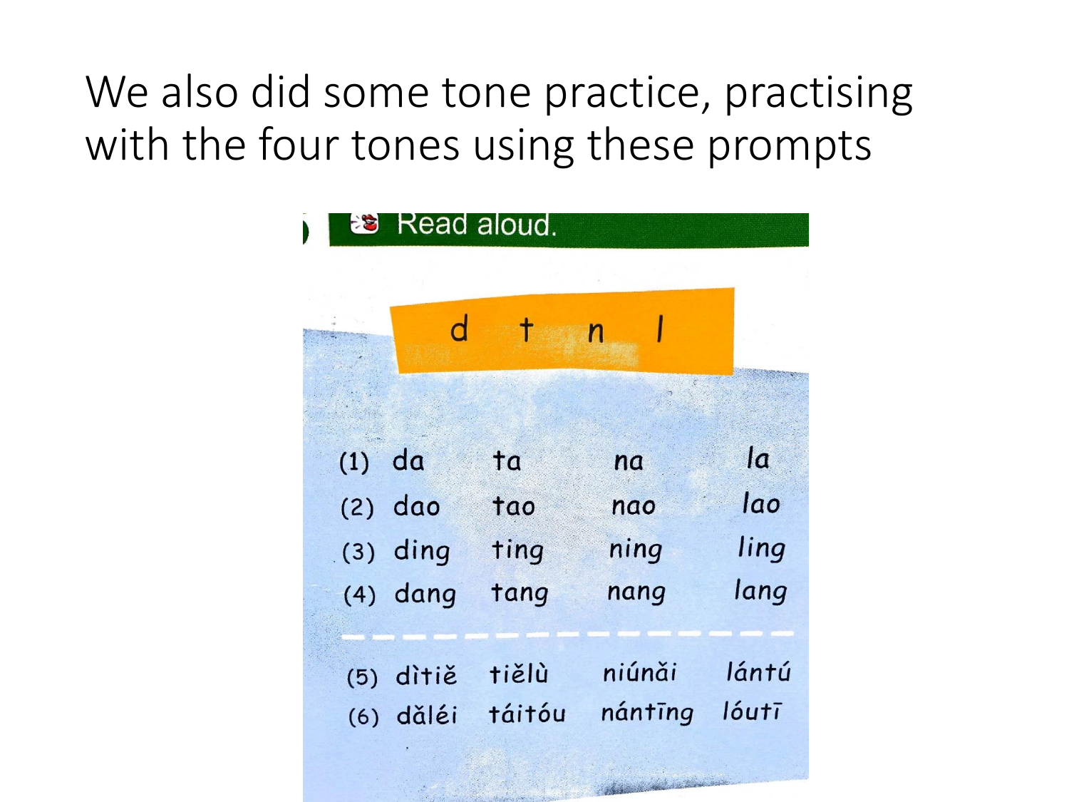# We also did some tone practice, practising with the four tones using these prompts

**Read aloud.**

**d t n l**

| | | | | |
|---|---|---|---|---|
| (1) | da | ta | na | la |
| (2) | dao | tao | nao | lao |
| (3) | ding | ting | ning | ling |
| (4) | dang | tang | nang | lang |
| (5) | dìtiě | tiělù | niúnǎi | lántú |
| (6) | dǎléi | táitóu | nántīng | lóutī |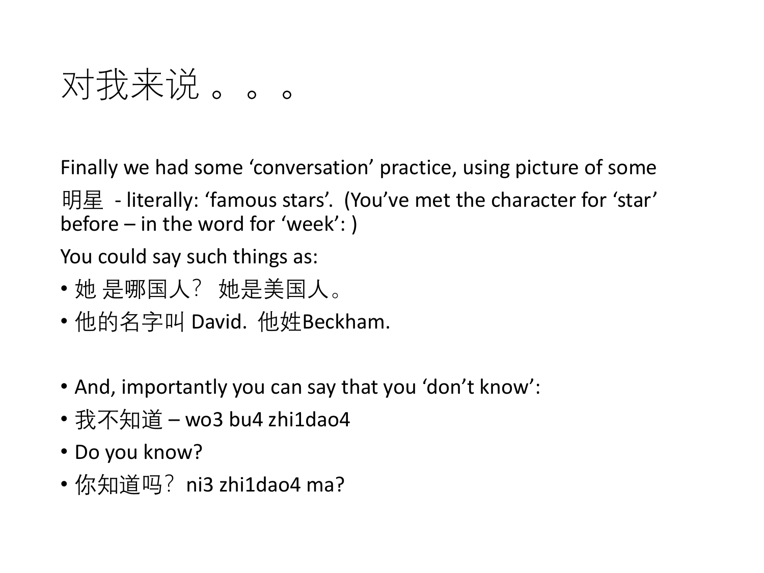# 对我来说 。。。

Finally we had some ‘conversation’ practice, using picture of some 明星 - literally: ‘famous stars’. (You’ve met the character for ‘star’ before – in the word for ‘week’: )

You could say such things as:

- 她 是哪国人？ 她是美国人。
- 他的名字叫 David. 他姓Beckham.

- And, importantly you can say that you ‘don’t know’:
- 我不知道 – wo3 bu4 zhi1dao4
- Do you know?
- 你知道吗？ ni3 zhi1dao4 ma?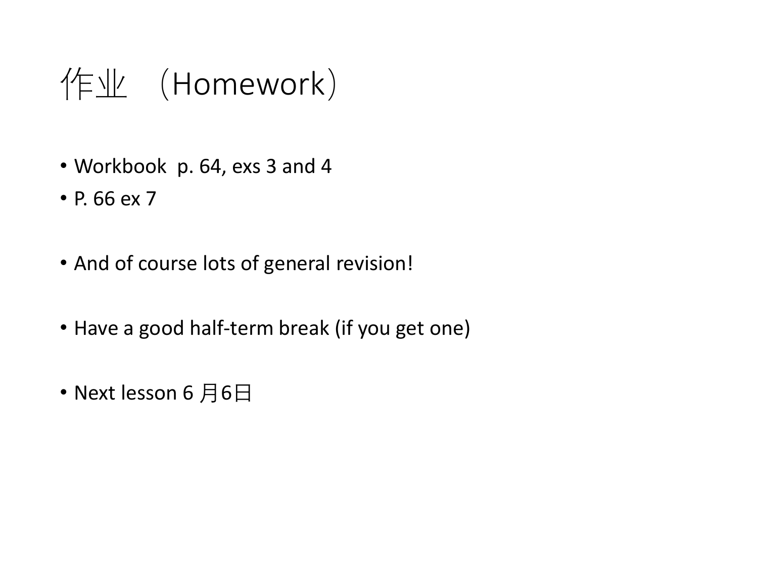# 作业 （Homework）

- Workbook  p. 64, exs 3 and 4
- P. 66 ex 7

- And of course lots of general revision!

- Have a good half-term break (if you get one)

- Next lesson 6 月6日